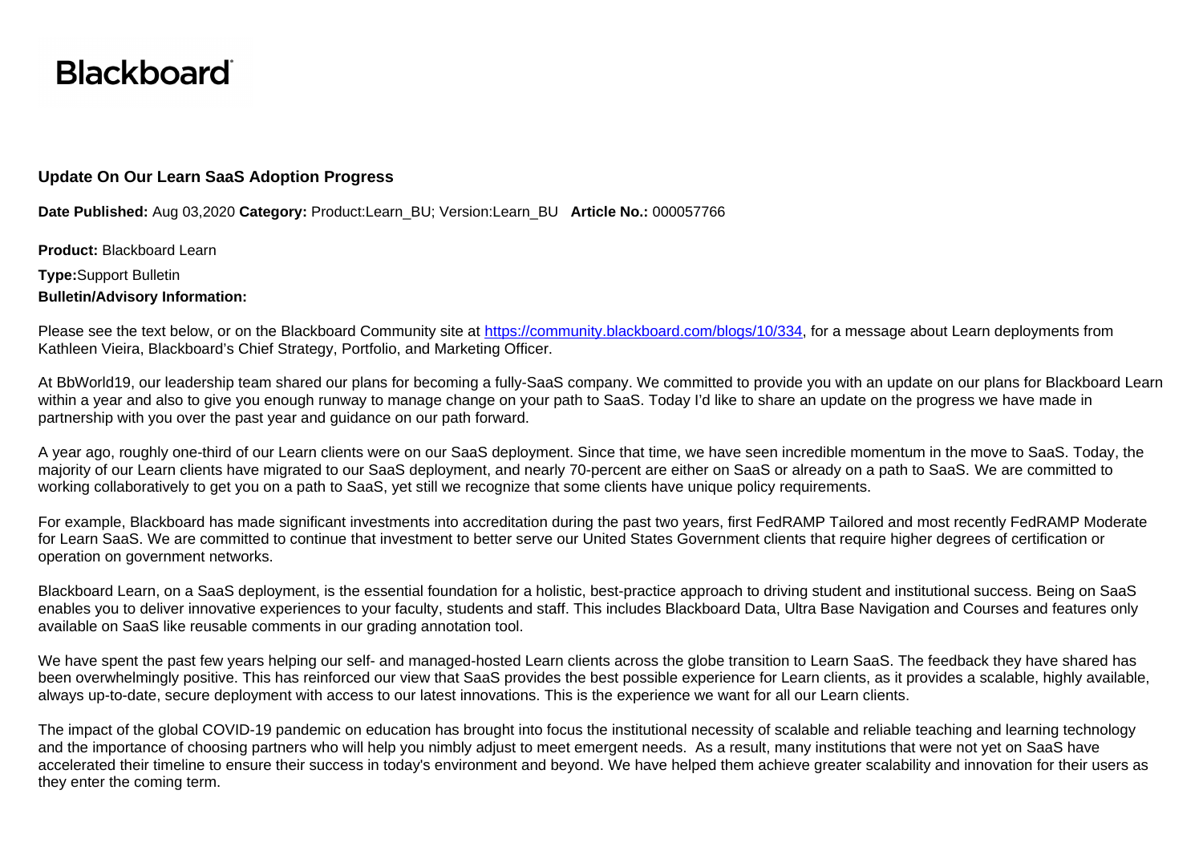**Blackboard**

## Update On Our Learn SaaS Adoption Progress

**Date Published:** Aug 03,2020 **Category:** Product:Learn_BU; Version:Learn_BU **Article No.:** 000057766

**Product:** Blackboard Learn

**Type:**Support Bulletin

**Bulletin/Advisory Information:**

Please see the text below, or on the Blackboard Community site at https://community.blackboard.com/blogs/10/334, for a message about Learn deployments from Kathleen Vieira, Blackboard's Chief Strategy, Portfolio, and Marketing Officer.

At BbWorld19, our leadership team shared our plans for becoming a fully-SaaS company. We committed to provide you with an update on our plans for Blackboard Learn within a year and also to give you enough runway to manage change on your path to SaaS. Today I'd like to share an update on the progress we have made in partnership with you over the past year and guidance on our path forward.

A year ago, roughly one-third of our Learn clients were on our SaaS deployment. Since that time, we have seen incredible momentum in the move to SaaS. Today, the majority of our Learn clients have migrated to our SaaS deployment, and nearly 70-percent are either on SaaS or already on a path to SaaS. We are committed to working collaboratively to get you on a path to SaaS, yet still we recognize that some clients have unique policy requirements.

For example, Blackboard has made significant investments into accreditation during the past two years, first FedRAMP Tailored and most recently FedRAMP Moderate for Learn SaaS. We are committed to continue that investment to better serve our United States Government clients that require higher degrees of certification or operation on government networks.

Blackboard Learn, on a SaaS deployment, is the essential foundation for a holistic, best-practice approach to driving student and institutional success. Being on SaaS enables you to deliver innovative experiences to your faculty, students and staff. This includes Blackboard Data, Ultra Base Navigation and Courses and features only available on SaaS like reusable comments in our grading annotation tool.

We have spent the past few years helping our self- and managed-hosted Learn clients across the globe transition to Learn SaaS. The feedback they have shared has been overwhelmingly positive. This has reinforced our view that SaaS provides the best possible experience for Learn clients, as it provides a scalable, highly available, always up-to-date, secure deployment with access to our latest innovations. This is the experience we want for all our Learn clients.

The impact of the global COVID-19 pandemic on education has brought into focus the institutional necessity of scalable and reliable teaching and learning technology and the importance of choosing partners who will help you nimbly adjust to meet emergent needs. As a result, many institutions that were not yet on SaaS have accelerated their timeline to ensure their success in today's environment and beyond. We have helped them achieve greater scalability and innovation for their users as they enter the coming term.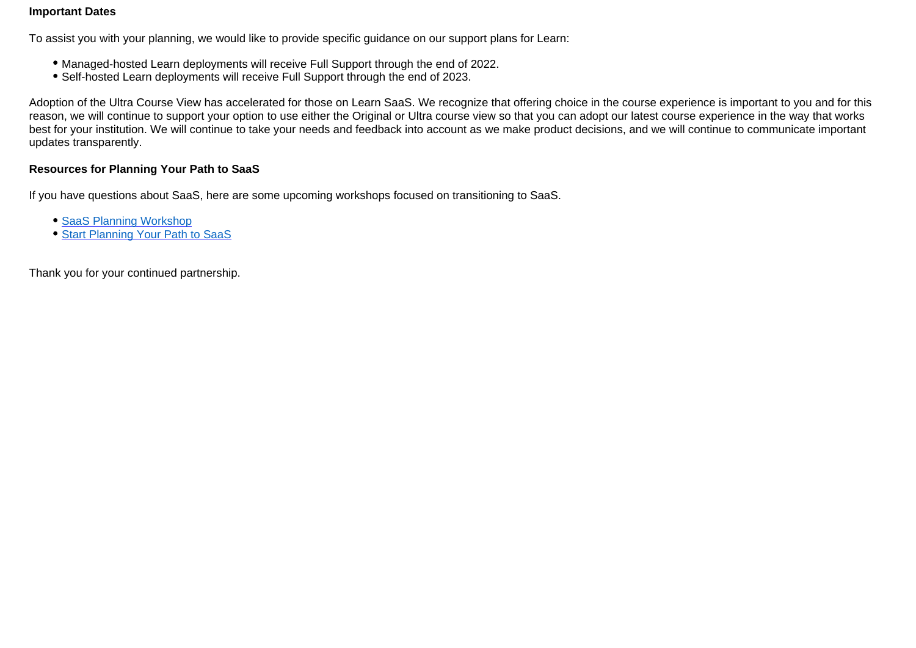**Important Dates**

To assist you with your planning, we would like to provide specific guidance on our support plans for Learn:

- Managed-hosted Learn deployments will receive Full Support through the end of 2022.
- Self-hosted Learn deployments will receive Full Support through the end of 2023.

Adoption of the Ultra Course View has accelerated for those on Learn SaaS. We recognize that offering choice in the course experience is important to you and for this reason, we will continue to support your option to use either the Original or Ultra course view so that you can adopt our latest course experience in the way that works best for your institution. We will continue to take your needs and feedback into account as we make product decisions, and we will continue to communicate important updates transparently.

**Resources for Planning Your Path to SaaS**

If you have questions about SaaS, here are some upcoming workshops focused on transitioning to SaaS.

- SaaS Planning Workshop
- Start Planning Your Path to SaaS

Thank you for your continued partnership.